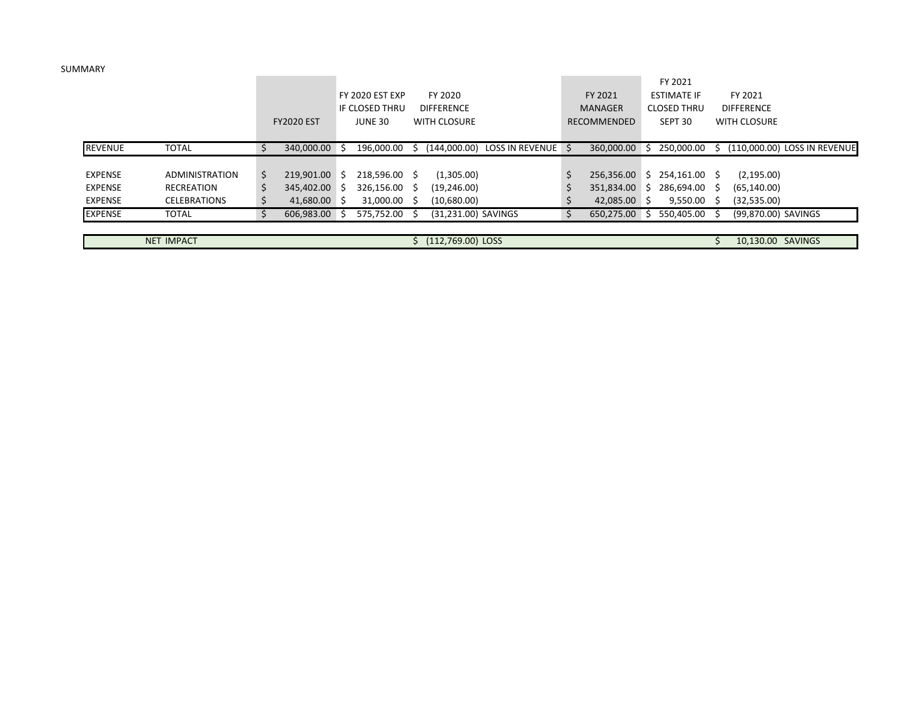SUMMARY

| | | FY2020 EST | FY 2020 EST EXP IF CLOSED THRU JUNE 30 | FY 2020 DIFFERENCE WITH CLOSURE | | FY 2021 MANAGER RECOMMENDED | FY 2021 ESTIMATE IF CLOSED THRU SEPT 30 | FY 2021 DIFFERENCE WITH CLOSURE | |
|---|---|---|---|---|---|---|---|---|---|
| REVENUE | TOTAL | $ 340,000.00 | $ 196,000.00 | $ (144,000.00) | LOSS IN REVENUE | $ 360,000.00 | $ 250,000.00 | $ (110,000.00) | LOSS IN REVENUE |
| | | | | | | | | | |
| EXPENSE | ADMINISTRATION | $ 219,901.00 | $ 218,596.00 | $ (1,305.00) | | $ 256,356.00 | $ 254,161.00 | $ (2,195.00) | |
| EXPENSE | RECREATION | $ 345,402.00 | $ 326,156.00 | $ (19,246.00) | | $ 351,834.00 | $ 286,694.00 | $ (65,140.00) | |
| EXPENSE | CELEBRATIONS | $ 41,680.00 | $ 31,000.00 | $ (10,680.00) | | $ 42,085.00 | $ 9,550.00 | $ (32,535.00) | |
| EXPENSE | TOTAL | $ 606,983.00 | $ 575,752.00 | $ (31,231.00) | SAVINGS | $ 650,275.00 | $ 550,405.00 | $ (99,870.00) | SAVINGS |
| | | | | | | | | | |
| | NET IMPACT | | | $ (112,769.00) | LOSS | | | $ 10,130.00 | SAVINGS |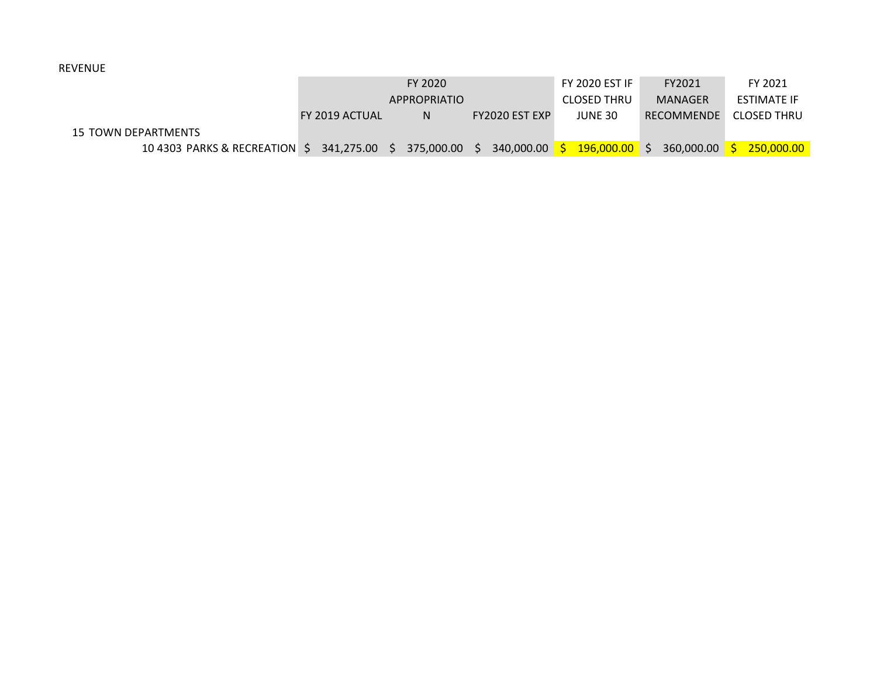REVENUE

| | FY 2019 ACTUAL | FY 2020 APPROPRIATION | FY2020 EST EXP | FY 2020 EST IF CLOSED THRU JUNE 30 | FY2021 MANAGER RECOMMENDE | FY 2021 ESTIMATE IF CLOSED THRU |
|---|---|---|---|---|---|---|
| 15 TOWN DEPARTMENTS | | | | | | |
| 10 4303 PARKS & RECREATION | $ 341,275.00 | $ 375,000.00 | $ 340,000.00 | $ 196,000.00 | $ 360,000.00 | $ 250,000.00 |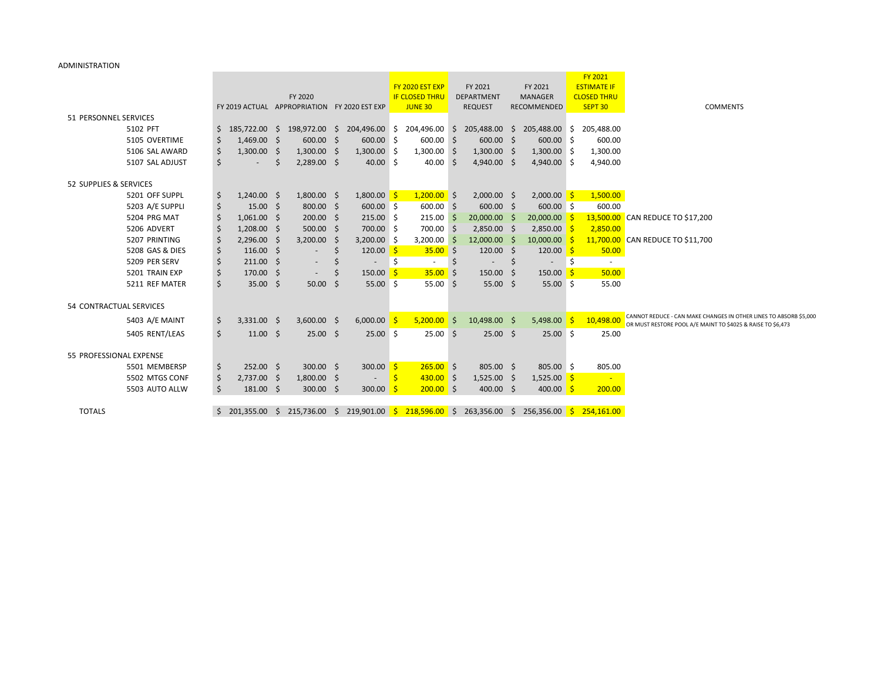ADMINISTRATION

| | FY 2019 ACTUAL | FY 2020 APPROPRIATION | FY 2020 EST EXP | FY 2020 EST EXP IF CLOSED THRU JUNE 30 | FY 2021 DEPARTMENT REQUEST | FY 2021 MANAGER RECOMMENDED | FY 2021 ESTIMATE IF CLOSED THRU SEPT 30 | COMMENTS |
|---|---|---|---|---|---|---|---|---|
| 51 PERSONNEL SERVICES | | | | | | | | |
| 5102 PFT | $ 185,722.00 | $ 198,972.00 | $ 204,496.00 | $ 204,496.00 | $ 205,488.00 | $ 205,488.00 | $ 205,488.00 | |
| 5105 OVERTIME | $ 1,469.00 | $ 600.00 | $ 600.00 | $ 600.00 | $ 600.00 | $ 600.00 | $ 600.00 | |
| 5106 SAL AWARD | $ 1,300.00 | $ 1,300.00 | $ 1,300.00 | $ 1,300.00 | $ 1,300.00 | $ 1,300.00 | $ 1,300.00 | |
| 5107 SAL ADJUST | $ - | $ 2,289.00 | $ 40.00 | $ 40.00 | $ 4,940.00 | $ 4,940.00 | $ 4,940.00 | |
| 52 SUPPLIES & SERVICES | | | | | | | | |
| 5201 OFF SUPPL | $ 1,240.00 | $ 1,800.00 | $ 1,800.00 | $ 1,200.00 | $ 2,000.00 | $ 2,000.00 | $ 1,500.00 | |
| 5203 A/E SUPPLI | $ 15.00 | $ 800.00 | $ 600.00 | $ 600.00 | $ 600.00 | $ 600.00 | $ 600.00 | |
| 5204 PRG MAT | $ 1,061.00 | $ 200.00 | $ 215.00 | $ 215.00 | $ 20,000.00 | $ 20,000.00 | $ 13,500.00 | CAN REDUCE TO $17,200 |
| 5206 ADVERT | $ 1,208.00 | $ 500.00 | $ 700.00 | $ 700.00 | $ 2,850.00 | $ 2,850.00 | $ 2,850.00 | |
| 5207 PRINTING | $ 2,296.00 | $ 3,200.00 | $ 3,200.00 | $ 3,200.00 | $ 12,000.00 | $ 10,000.00 | $ 11,700.00 | CAN REDUCE TO $11,700 |
| 5208 GAS & DIES | $ 116.00 | $ - | $ 120.00 | $ 35.00 | $ 120.00 | $ 120.00 | $ 50.00 | |
| 5209 PER SERV | $ 211.00 | $ - | $ - | $ - | $ - | $ - | $ - | |
| 5201 TRAIN EXP | $ 170.00 | $ - | $ 150.00 | $ 35.00 | $ 150.00 | $ 150.00 | $ 50.00 | |
| 5211 REF MATER | $ 35.00 | $ 50.00 | $ 55.00 | $ 55.00 | $ 55.00 | $ 55.00 | $ 55.00 | |
| 54 CONTRACTUAL SERVICES | | | | | | | | |
| 5403 A/E MAINT | $ 3,331.00 | $ 3,600.00 | $ 6,000.00 | $ 5,200.00 | $ 10,498.00 | $ 5,498.00 | $ 10,498.00 | CANNOT REDUCE - CAN MAKE CHANGES IN OTHER LINES TO ABSORB $5,000 OR MUST RESTORE POOL A/E MAINT TO $4025 & RAISE TO $6,473 |
| 5405 RENT/LEAS | $ 11.00 | $ 25.00 | $ 25.00 | $ 25.00 | $ 25.00 | $ 25.00 | $ 25.00 | |
| 55 PROFESSIONAL EXPENSE | | | | | | | | |
| 5501 MEMBERSP | $ 252.00 | $ 300.00 | $ 300.00 | $ 265.00 | $ 805.00 | $ 805.00 | $ 805.00 | |
| 5502 MTGS CONF | $ 2,737.00 | $ 1,800.00 | $ - | $ 430.00 | $ 1,525.00 | $ 1,525.00 | $ - | |
| 5503 AUTO ALLW | $ 181.00 | $ 300.00 | $ 300.00 | $ 200.00 | $ 400.00 | $ 400.00 | $ 200.00 | |
| TOTALS | $ 201,355.00 | $ 215,736.00 | $ 219,901.00 | $ 218,596.00 | $ 263,356.00 | $ 256,356.00 | $ 254,161.00 | |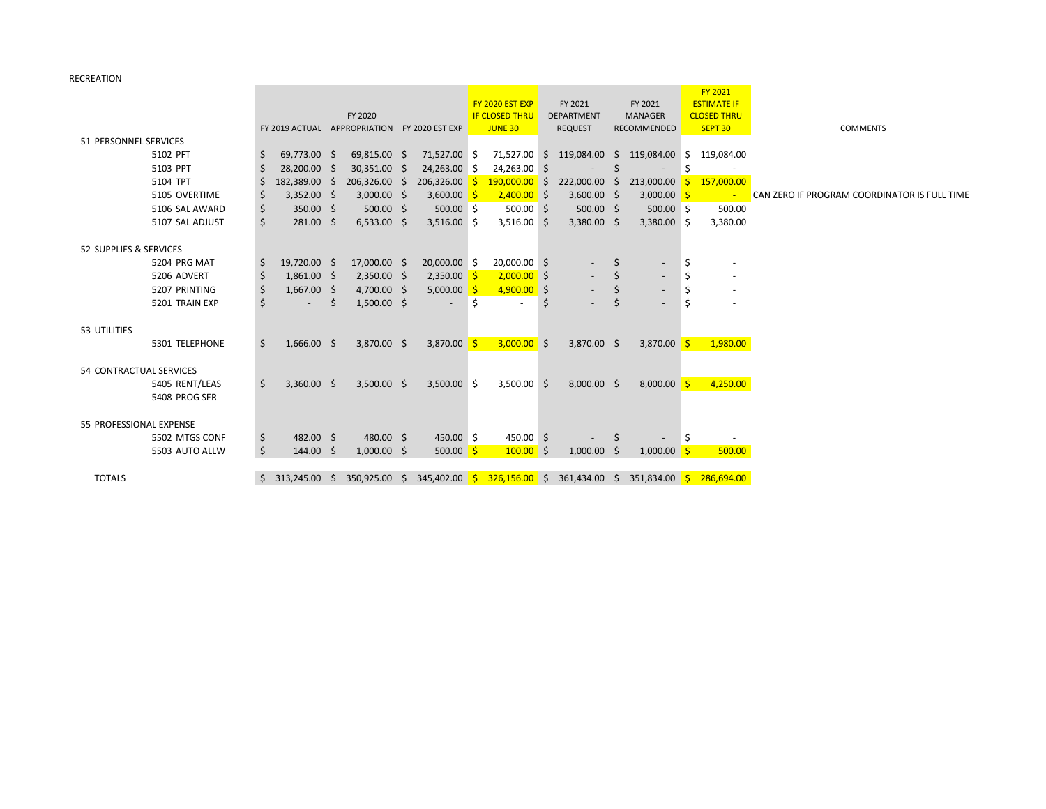RECREATION

| | FY 2019 ACTUAL | FY 2020 APPROPRIATION | FY 2020 EST EXP | FY 2020 EST EXP IF CLOSED THRU JUNE 30 | FY 2021 DEPARTMENT REQUEST | FY 2021 MANAGER RECOMMENDED | FY 2021 ESTIMATE IF CLOSED THRU SEPT 30 | COMMENTS |
|---|---|---|---|---|---|---|---|---|
| 51 PERSONNEL SERVICES | | | | | | | | |
| 5102 PFT | $ 69,773.00 | $ 69,815.00 | $ 71,527.00 | $ 71,527.00 | $ 119,084.00 | $ 119,084.00 | $ 119,084.00 | |
| 5103 PPT | $ 28,200.00 | $ 30,351.00 | $ 24,263.00 | $ 24,263.00 | $ - | $ - | $ - | |
| 5104 TPT | $ 182,389.00 | $ 206,326.00 | $ 206,326.00 | $ 190,000.00 | $ 222,000.00 | $ 213,000.00 | $ 157,000.00 | |
| 5105 OVERTIME | $ 3,352.00 | $ 3,000.00 | $ 3,600.00 | $ 2,400.00 | $ 3,600.00 | $ 3,000.00 | $ - | CAN ZERO IF PROGRAM COORDINATOR IS FULL TIME |
| 5106 SAL AWARD | $ 350.00 | $ 500.00 | $ 500.00 | $ 500.00 | $ 500.00 | $ 500.00 | $ 500.00 | |
| 5107 SAL ADJUST | $ 281.00 | $ 6,533.00 | $ 3,516.00 | $ 3,516.00 | $ 3,380.00 | $ 3,380.00 | $ 3,380.00 | |
| 52 SUPPLIES & SERVICES | | | | | | | | |
| 5204 PRG MAT | $ 19,720.00 | $ 17,000.00 | $ 20,000.00 | $ 20,000.00 | $ - | $ - | $ - | |
| 5206 ADVERT | $ 1,861.00 | $ 2,350.00 | $ 2,350.00 | $ 2,000.00 | $ - | $ - | $ - | |
| 5207 PRINTING | $ 1,667.00 | $ 4,700.00 | $ 5,000.00 | $ 4,900.00 | $ - | $ - | $ - | |
| 5201 TRAIN EXP | $ - | $ 1,500.00 | $ - | $ - | $ - | $ - | $ - | |
| 53 UTILITIES | | | | | | | | |
| 5301 TELEPHONE | $ 1,666.00 | $ 3,870.00 | $ 3,870.00 | $ 3,000.00 | $ 3,870.00 | $ 3,870.00 | $ 1,980.00 | |
| 54 CONTRACTUAL SERVICES | | | | | | | | |
| 5405 RENT/LEAS | $ 3,360.00 | $ 3,500.00 | $ 3,500.00 | $ 3,500.00 | $ 8,000.00 | $ 8,000.00 | $ 4,250.00 | |
| 5408 PROG SER | | | | | | | | |
| 55 PROFESSIONAL EXPENSE | | | | | | | | |
| 5502 MTGS CONF | $ 482.00 | $ 480.00 | $ 450.00 | $ 450.00 | $ - | $ - | $ - | |
| 5503 AUTO ALLW | $ 144.00 | $ 1,000.00 | $ 500.00 | $ 100.00 | $ 1,000.00 | $ 1,000.00 | $ 500.00 | |
| TOTALS | $ 313,245.00 | $ 350,925.00 | $ 345,402.00 | $ 326,156.00 | $ 361,434.00 | $ 351,834.00 | $ 286,694.00 | |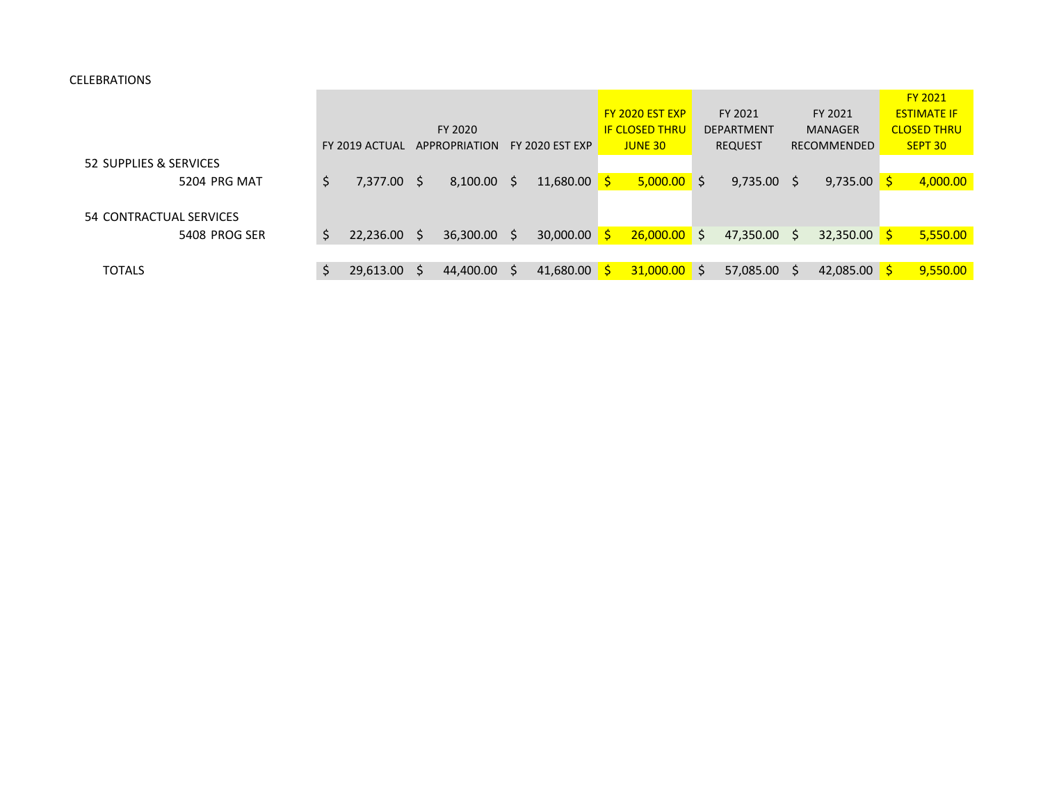CELEBRATIONS

| | | FY 2019 ACTUAL | FY 2020 APPROPRIATION | FY 2020 EST EXP | FY 2020 EST EXP IF CLOSED THRU JUNE 30 | FY 2021 DEPARTMENT REQUEST | FY 2021 MANAGER RECOMMENDED | FY 2021 ESTIMATE IF CLOSED THRU SEPT 30 |
|---|---|---|---|---|---|---|---|---|
| 52 SUPPLIES & SERVICES | | | | | | | | |
| | 5204 PRG MAT | $ 7,377.00 | $ 8,100.00 | $ 11,680.00 | $ 5,000.00 | $ 9,735.00 | $ 9,735.00 | $ 4,000.00 |
| 54 CONTRACTUAL SERVICES | | | | | | | | |
| | 5408 PROG SER | $ 22,236.00 | $ 36,300.00 | $ 30,000.00 | $ 26,000.00 | $ 47,350.00 | $ 32,350.00 | $ 5,550.00 |
| TOTALS | | $ 29,613.00 | $ 44,400.00 | $ 41,680.00 | $ 31,000.00 | $ 57,085.00 | $ 42,085.00 | $ 9,550.00 |